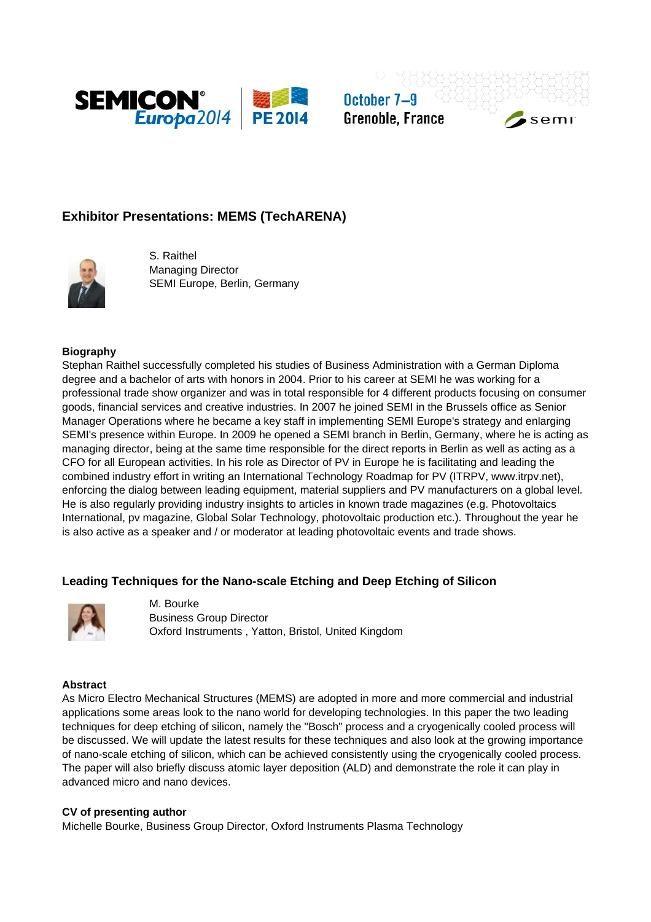## Exhibitor Presentations: MEMS (TechARENA)

S. Raithel
Managing Director
SEMI Europe, Berlin, Germany

### Biography

Stephan Raithel successfully completed his studies of Business Administration with a German Diploma degree and a bachelor of arts with honors in 2004. Prior to his career at SEMI he was working for a professional trade show organizer and was in total responsible for 4 different products focusing on consumer goods, financial services and creative industries. In 2007 he joined SEMI in the Brussels office as Senior Manager Operations where he became a key staff in implementing SEMI Europe's strategy and enlarging SEMI's presence within Europe. In 2009 he opened a SEMI branch in Berlin, Germany, where he is acting as managing director, being at the same time responsible for the direct reports in Berlin as well as acting as a CFO for all European activities. In his role as Director of PV in Europe he is facilitating and leading the combined industry effort in writing an International Technology Roadmap for PV (ITRPV, www.itrpv.net), enforcing the dialog between leading equipment, material suppliers and PV manufacturers on a global level. He is also regularly providing industry insights to articles in known trade magazines (e.g. Photovoltaics International, pv magazine, Global Solar Technology, photovoltaic production etc.). Throughout the year he is also active as a speaker and / or moderator at leading photovoltaic events and trade shows.

## Leading Techniques for the Nano-scale Etching and Deep Etching of Silicon

M. Bourke
Business Group Director
Oxford Instruments , Yatton, Bristol, United Kingdom

### Abstract

As Micro Electro Mechanical Structures (MEMS) are adopted in more and more commercial and industrial applications some areas look to the nano world for developing technologies. In this paper the two leading techniques for deep etching of silicon, namely the "Bosch" process and a cryogenically cooled process will be discussed. We will update the latest results for these techniques and also look at the growing importance of nano-scale etching of silicon, which can be achieved consistently using the cryogenically cooled process. The paper will also briefly discuss atomic layer deposition (ALD) and demonstrate the role it can play in advanced micro and nano devices.

### CV of presenting author

Michelle Bourke, Business Group Director, Oxford Instruments Plasma Technology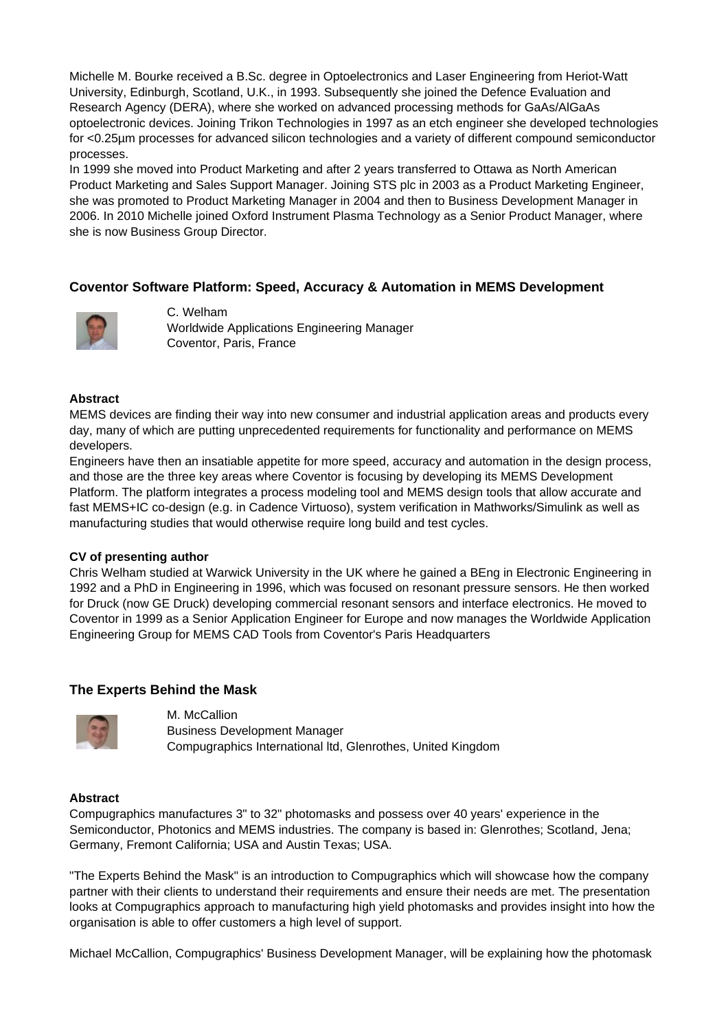Michelle M. Bourke received a B.Sc. degree in Optoelectronics and Laser Engineering from Heriot-Watt University, Edinburgh, Scotland, U.K., in 1993. Subsequently she joined the Defence Evaluation and Research Agency (DERA), where she worked on advanced processing methods for GaAs/AlGaAs optoelectronic devices. Joining Trikon Technologies in 1997 as an etch engineer she developed technologies for <0.25µm processes for advanced silicon technologies and a variety of different compound semiconductor processes.
In 1999 she moved into Product Marketing and after 2 years transferred to Ottawa as North American Product Marketing and Sales Support Manager. Joining STS plc in 2003 as a Product Marketing Engineer, she was promoted to Product Marketing Manager in 2004 and then to Business Development Manager in 2006. In 2010 Michelle joined Oxford Instrument Plasma Technology as a Senior Product Manager, where she is now Business Group Director.

### Coventor Software Platform: Speed, Accuracy & Automation in MEMS Development

C. Welham
Worldwide Applications Engineering Manager
Coventor, Paris, France

**Abstract**

MEMS devices are finding their way into new consumer and industrial application areas and products every day, many of which are putting unprecedented requirements for functionality and performance on MEMS developers.
Engineers have then an insatiable appetite for more speed, accuracy and automation in the design process, and those are the three key areas where Coventor is focusing by developing its MEMS Development Platform. The platform integrates a process modeling tool and MEMS design tools that allow accurate and fast MEMS+IC co-design (e.g. in Cadence Virtuoso), system verification in Mathworks/Simulink as well as manufacturing studies that would otherwise require long build and test cycles.

**CV of presenting author**

Chris Welham studied at Warwick University in the UK where he gained a BEng in Electronic Engineering in 1992 and a PhD in Engineering in 1996, which was focused on resonant pressure sensors. He then worked for Druck (now GE Druck) developing commercial resonant sensors and interface electronics. He moved to Coventor in 1999 as a Senior Application Engineer for Europe and now manages the Worldwide Application Engineering Group for MEMS CAD Tools from Coventor's Paris Headquarters

### The Experts Behind the Mask

M. McCallion
Business Development Manager
Compugraphics International ltd, Glenrothes, United Kingdom

**Abstract**

Compugraphics manufactures 3" to 32" photomasks and possess over 40 years' experience in the Semiconductor, Photonics and MEMS industries. The company is based in: Glenrothes; Scotland, Jena; Germany, Fremont California; USA and Austin Texas; USA.

"The Experts Behind the Mask" is an introduction to Compugraphics which will showcase how the company partner with their clients to understand their requirements and ensure their needs are met. The presentation looks at Compugraphics approach to manufacturing high yield photomasks and provides insight into how the organisation is able to offer customers a high level of support.

Michael McCallion, Compugraphics' Business Development Manager, will be explaining how the photomask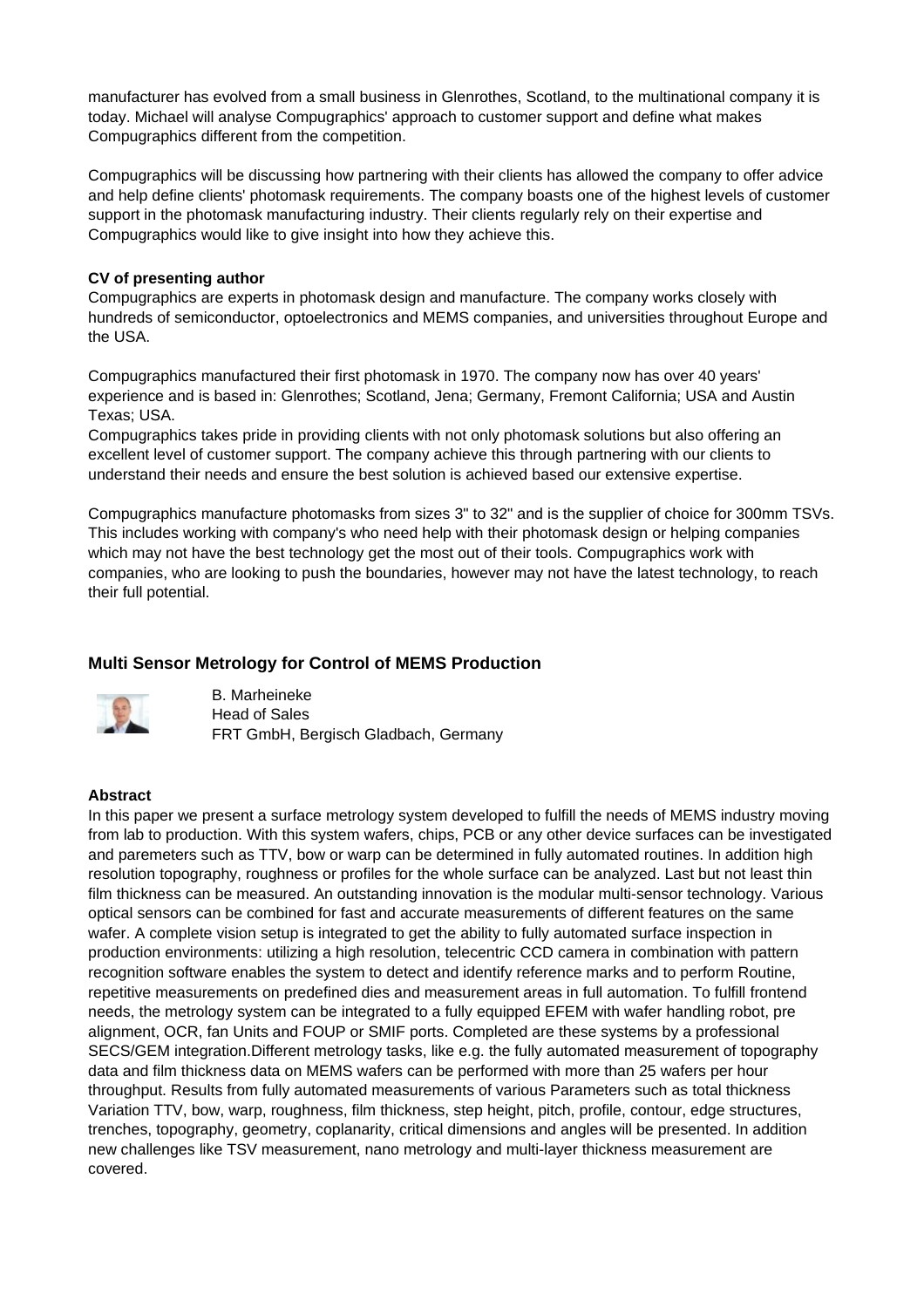manufacturer has evolved from a small business in Glenrothes, Scotland, to the multinational company it is today. Michael will analyse Compugraphics' approach to customer support and define what makes Compugraphics different from the competition.

Compugraphics will be discussing how partnering with their clients has allowed the company to offer advice and help define clients' photomask requirements. The company boasts one of the highest levels of customer support in the photomask manufacturing industry. Their clients regularly rely on their expertise and Compugraphics would like to give insight into how they achieve this.

**CV of presenting author**

Compugraphics are experts in photomask design and manufacture. The company works closely with hundreds of semiconductor, optoelectronics and MEMS companies, and universities throughout Europe and the USA.

Compugraphics manufactured their first photomask in 1970. The company now has over 40 years' experience and is based in: Glenrothes; Scotland, Jena; Germany, Fremont California; USA and Austin Texas; USA.

Compugraphics takes pride in providing clients with not only photomask solutions but also offering an excellent level of customer support. The company achieve this through partnering with our clients to understand their needs and ensure the best solution is achieved based our extensive expertise.

Compugraphics manufacture photomasks from sizes 3" to 32" and is the supplier of choice for 300mm TSVs. This includes working with company's who need help with their photomask design or helping companies which may not have the best technology get the most out of their tools. Compugraphics work with companies, who are looking to push the boundaries, however may not have the latest technology, to reach their full potential.

## Multi Sensor Metrology for Control of MEMS Production

B. Marheineke
Head of Sales
FRT GmbH, Bergisch Gladbach, Germany

**Abstract**

In this paper we present a surface metrology system developed to fulfill the needs of MEMS industry moving from lab to production. With this system wafers, chips, PCB or any other device surfaces can be investigated and paremeters such as TTV, bow or warp can be determined in fully automated routines. In addition high resolution topography, roughness or profiles for the whole surface can be analyzed. Last but not least thin film thickness can be measured. An outstanding innovation is the modular multi-sensor technology. Various optical sensors can be combined for fast and accurate measurements of different features on the same wafer. A complete vision setup is integrated to get the ability to fully automated surface inspection in production environments: utilizing a high resolution, telecentric CCD camera in combination with pattern recognition software enables the system to detect and identify reference marks and to perform Routine, repetitive measurements on predefined dies and measurement areas in full automation. To fulfill frontend needs, the metrology system can be integrated to a fully equipped EFEM with wafer handling robot, pre alignment, OCR, fan Units and FOUP or SMIF ports. Completed are these systems by a professional SECS/GEM integration.Different metrology tasks, like e.g. the fully automated measurement of topography data and film thickness data on MEMS wafers can be performed with more than 25 wafers per hour throughput. Results from fully automated measurements of various Parameters such as total thickness Variation TTV, bow, warp, roughness, film thickness, step height, pitch, profile, contour, edge structures, trenches, topography, geometry, coplanarity, critical dimensions and angles will be presented. In addition new challenges like TSV measurement, nano metrology and multi-layer thickness measurement are covered.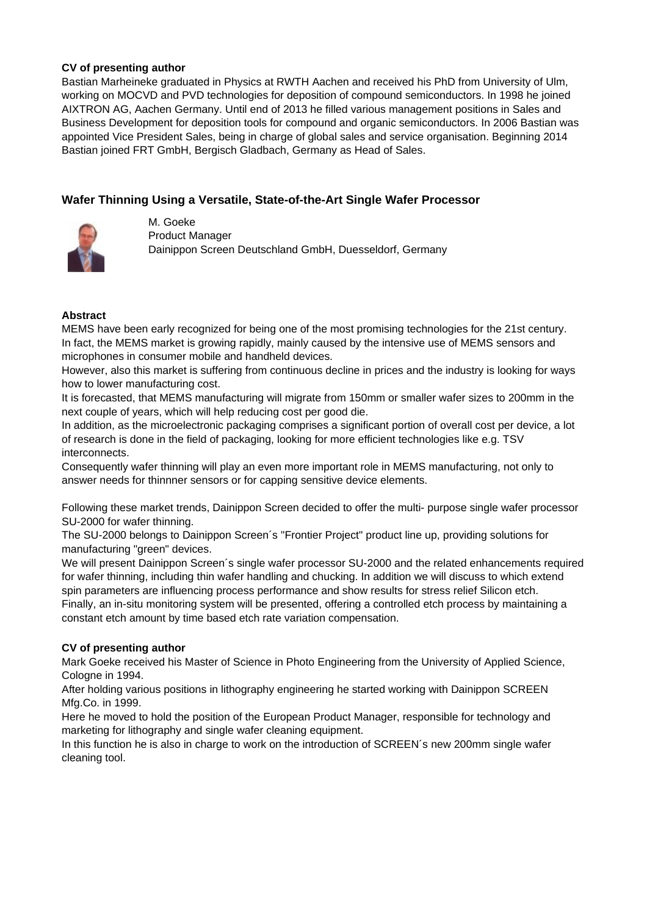**CV of presenting author**

Bastian Marheineke graduated in Physics at RWTH Aachen and received his PhD from University of Ulm, working on MOCVD and PVD technologies for deposition of compound semiconductors. In 1998 he joined AIXTRON AG, Aachen Germany. Until end of 2013 he filled various management positions in Sales and Business Development for deposition tools for compound and organic semiconductors. In 2006 Bastian was appointed Vice President Sales, being in charge of global sales and service organisation. Beginning 2014 Bastian joined FRT GmbH, Bergisch Gladbach, Germany as Head of Sales.

## Wafer Thinning Using a Versatile, State-of-the-Art Single Wafer Processor

M. Goeke
Product Manager
Dainippon Screen Deutschland GmbH, Duesseldorf, Germany

**Abstract**

MEMS have been early recognized for being one of the most promising technologies for the 21st century. In fact, the MEMS market is growing rapidly, mainly caused by the intensive use of MEMS sensors and microphones in consumer mobile and handheld devices.

However, also this market is suffering from continuous decline in prices and the industry is looking for ways how to lower manufacturing cost.

It is forecasted, that MEMS manufacturing will migrate from 150mm or smaller wafer sizes to 200mm in the next couple of years, which will help reducing cost per good die.

In addition, as the microelectronic packaging comprises a significant portion of overall cost per device, a lot of research is done in the field of packaging, looking for more efficient technologies like e.g. TSV interconnects.

Consequently wafer thinning will play an even more important role in MEMS manufacturing, not only to answer needs for thinnner sensors or for capping sensitive device elements.

Following these market trends, Dainippon Screen decided to offer the multi- purpose single wafer processor SU-2000 for wafer thinning.

The SU-2000 belongs to Dainippon Screen´s "Frontier Project" product line up, providing solutions for manufacturing "green" devices.

We will present Dainippon Screen´s single wafer processor SU-2000 and the related enhancements required for wafer thinning, including thin wafer handling and chucking. In addition we will discuss to which extend spin parameters are influencing process performance and show results for stress relief Silicon etch.

Finally, an in-situ monitoring system will be presented, offering a controlled etch process by maintaining a constant etch amount by time based etch rate variation compensation.

**CV of presenting author**

Mark Goeke received his Master of Science in Photo Engineering from the University of Applied Science, Cologne in 1994.

After holding various positions in lithography engineering he started working with Dainippon SCREEN Mfg.Co. in 1999.

Here he moved to hold the position of the European Product Manager, responsible for technology and marketing for lithography and single wafer cleaning equipment.

In this function he is also in charge to work on the introduction of SCREEN´s new 200mm single wafer cleaning tool.